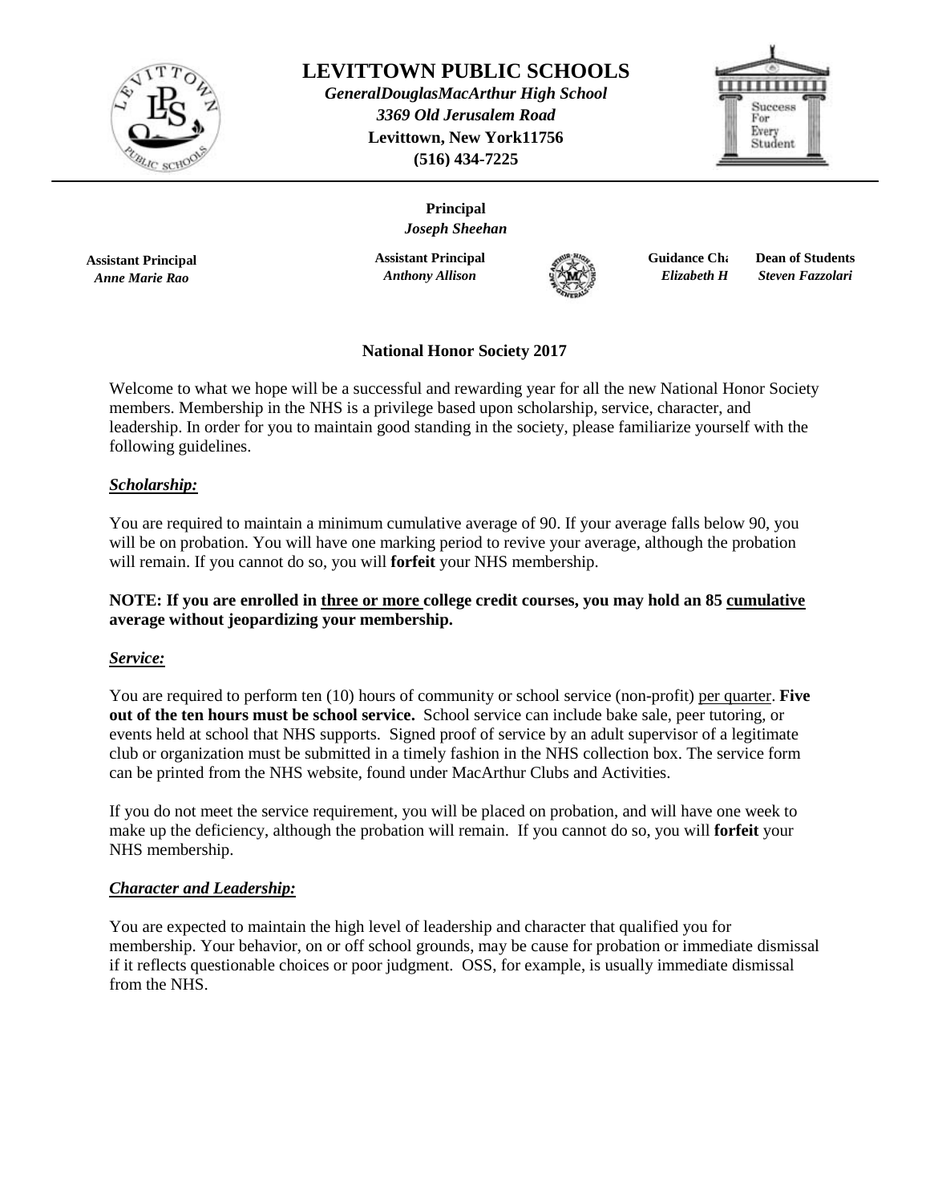# LEVITTOWN PUBLIC SCHOOLS

***GeneralDouglasMacArthur High School***
***3369 Old Jerusalem Road***
**Levittown, New York11756**
**(516) 434-7225**

**Principal**
***Joseph Sheehan***

**Assistant Principal**
***Anne Marie Rao***

**Assistant Principal**
***Anthony Allison***

**Guidance Ch**
***Elizabeth H***

**Dean of Students**
***Steven Fazzolari***

## National Honor Society 2017

Welcome to what we hope will be a successful and rewarding year for all the new National Honor Society members. Membership in the NHS is a privilege based upon scholarship, service, character, and leadership. In order for you to maintain good standing in the society, please familiarize yourself with the following guidelines.

### *Scholarship:*

You are required to maintain a minimum cumulative average of 90. If your average falls below 90, you will be on probation. You will have one marking period to revive your average, although the probation will remain. If you cannot do so, you will **forfeit** your NHS membership.

**NOTE: If you are enrolled in three or more college credit courses, you may hold an 85 cumulative average without jeopardizing your membership.**

### *Service:*

You are required to perform ten (10) hours of community or school service (non-profit) per quarter. **Five out of the ten hours must be school service.** School service can include bake sale, peer tutoring, or events held at school that NHS supports. Signed proof of service by an adult supervisor of a legitimate club or organization must be submitted in a timely fashion in the NHS collection box. The service form can be printed from the NHS website, found under MacArthur Clubs and Activities.

If you do not meet the service requirement, you will be placed on probation, and will have one week to make up the deficiency, although the probation will remain. If you cannot do so, you will **forfeit** your NHS membership.

### *Character and Leadership:*

You are expected to maintain the high level of leadership and character that qualified you for membership. Your behavior, on or off school grounds, may be cause for probation or immediate dismissal if it reflects questionable choices or poor judgment. OSS, for example, is usually immediate dismissal from the NHS.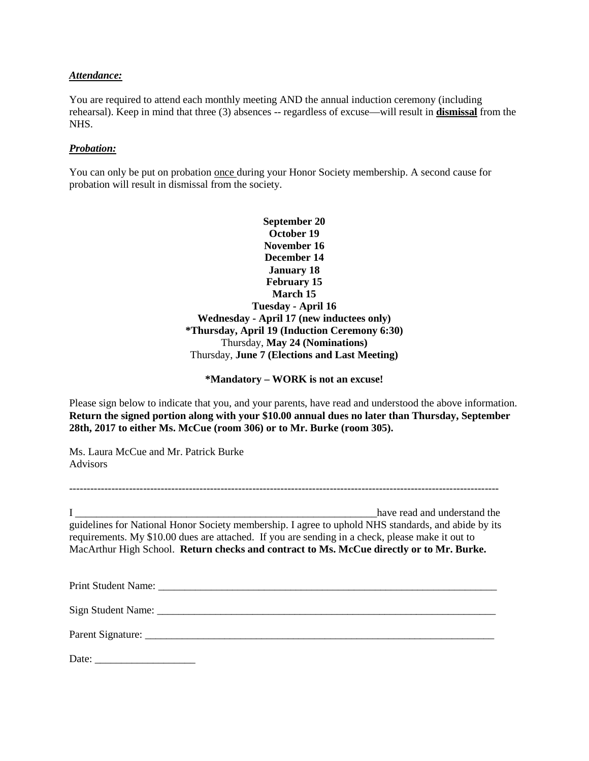***Attendance:***

You are required to attend each monthly meeting AND the annual induction ceremony (including rehearsal). Keep in mind that three (3) absences -- regardless of excuse—will result in **dismissal** from the NHS.

***Probation:***

You can only be put on probation once during your Honor Society membership. A second cause for probation will result in dismissal from the society.

**September 20**
**October 19**
**November 16**
**December 14**
**January 18**
**February 15**
**March 15**
**Tuesday - April 16**
**Wednesday - April 17 (new inductees only)**
***Thursday, April 19 (Induction Ceremony 6:30)**
Thursday, **May 24 (Nominations)**
Thursday, **June 7 (Elections and Last Meeting)**

***Mandatory – WORK is not an excuse!**

Please sign below to indicate that you, and your parents, have read and understood the above information. **Return the signed portion along with your $10.00 annual dues no later than Thursday, September 28th, 2017 to either Ms. McCue (room 306) or to Mr. Burke (room 305).**

Ms. Laura McCue and Mr. Patrick Burke
Advisors

------------------------------------------------------------------------------------------------------------------------

I ____________________________________________________________have read and understand the guidelines for National Honor Society membership. I agree to uphold NHS standards, and abide by its requirements. My $10.00 dues are attached. If you are sending in a check, please make it out to MacArthur High School. **Return checks and contract to Ms. McCue directly or to Mr. Burke.**

Print Student Name: ____________________________________________________________________

Sign Student Name: ____________________________________________________________________

Parent Signature: ______________________________________________________________________

Date: ___________________